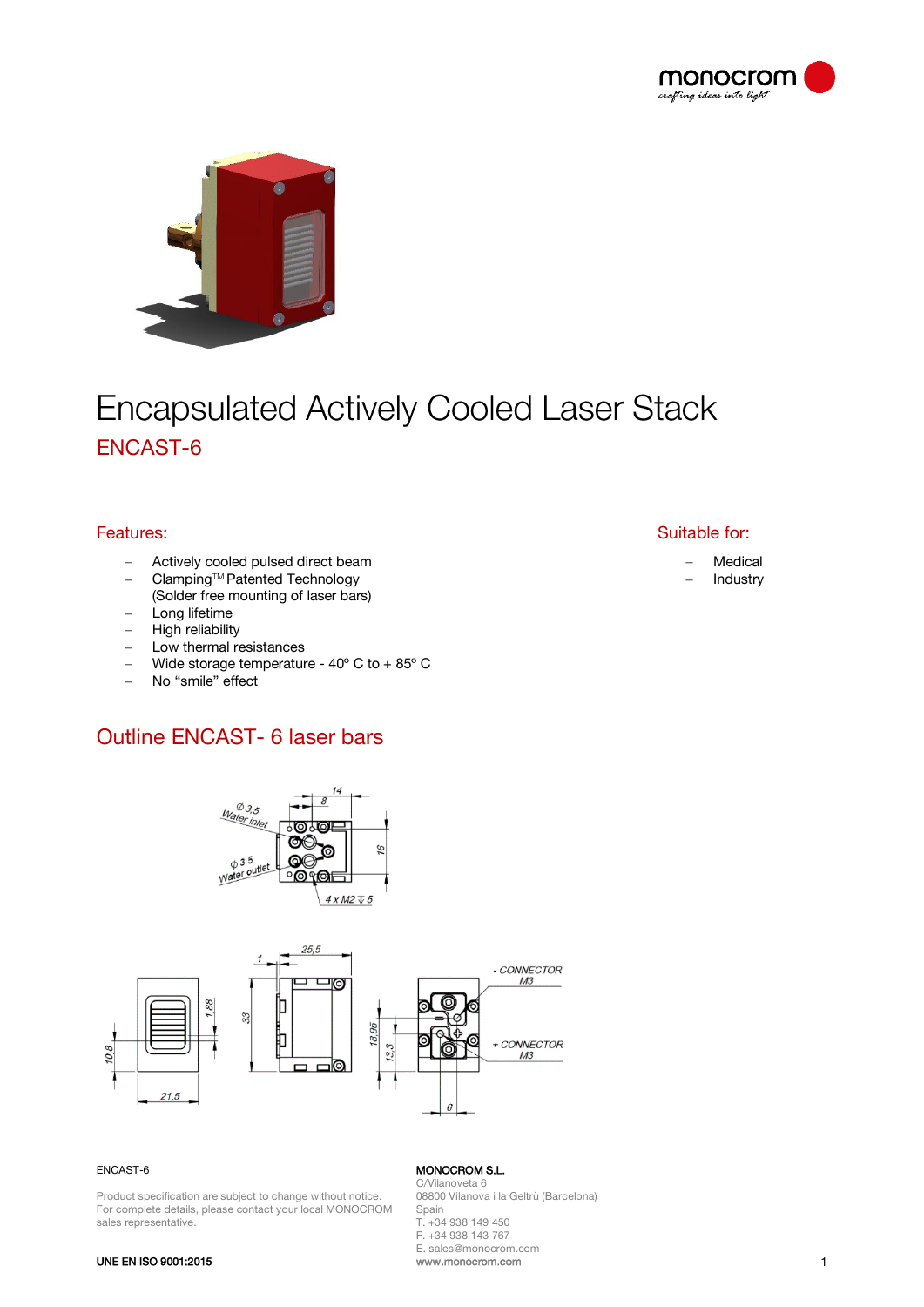# Encapsulated Actively Cooled Laser Stack

## ENCAST-6

### Features:

- Actively cooled pulsed direct beam
- Clamping™ Patented Technology (Solder free mounting of laser bars)
- Long lifetime
- High reliability
- Low thermal resistances
- Wide storage temperature - 40º C to + 85º C
- No "smile" effect

### Suitable for:

- Medical
- Industry

## Outline ENCAST- 6 laser bars

ENCAST-6

Product specification are subject to change without notice.
For complete details, please contact your local MONOCROM sales representative.

**UNE EN ISO 9001:2015**

**MONOCROM S.L.**
C/Vilanoveta 6
08800 Vilanova i la Geltrú (Barcelona)
Spain
T. +34 938 149 450
F. +34 938 143 767
E. sales@monocrom.com
www.monocrom.com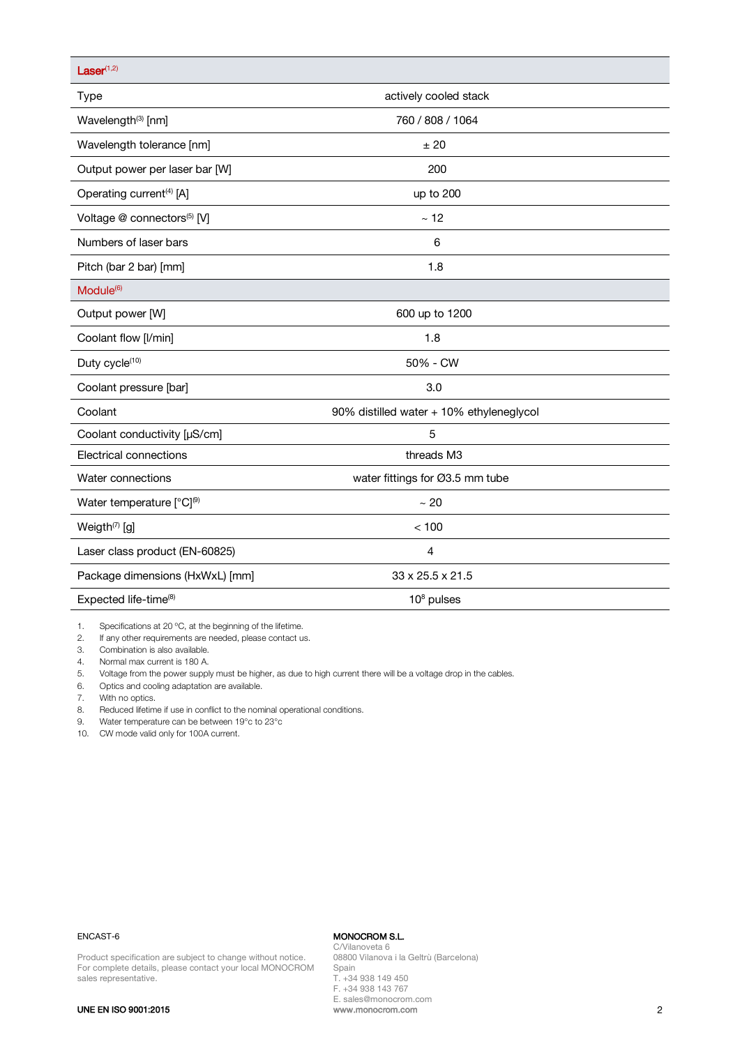| Laser[1,2] | |
|---|---|
| Type | actively cooled stack |
| Wavelength[3] [nm] | 760 / 808 / 1064 |
| Wavelength tolerance [nm] | ± 20 |
| Output power per laser bar [W] | 200 |
| Operating current[4] [A] | up to 200 |
| Voltage @ connectors[5] [V] | ~ 12 |
| Numbers of laser bars | 6 |
| Pitch (bar 2 bar) [mm] | 1.8 |
| **Module[6]** | |
| Output power [W] | 600 up to 1200 |
| Coolant flow [l/min] | 1.8 |
| Duty cycle[10] | 50% - CW |
| Coolant pressure [bar] | 3.0 |
| Coolant | 90% distilled water + 10% ethyleneglycol |
| Coolant conductivity [μS/cm] | 5 |
| Electrical connections | threads M3 |
| Water connections | water fittings for Ø3.5 mm tube |
| Water temperature [°C][9] | ~ 20 |
| Weigth[7] [g] | < 100 |
| Laser class product (EN-60825) | 4 |
| Package dimensions (HxWxL) [mm] | 33 x 25.5 x 21.5 |
| Expected life-time[8] | $10^8$ pulses |

1. Specifications at 20 °C, at the beginning of the lifetime.
2. If any other requirements are needed, please contact us.
3. Combination is also available.
4. Normal max current is 180 A.
5. Voltage from the power supply must be higher, as due to high current there will be a voltage drop in the cables.
6. Optics and cooling adaptation are available.
7. With no optics.
8. Reduced lifetime if use in conflict to the nominal operational conditions.
9. Water temperature can be between 19°c to 23°c
10. CW mode valid only for 100A current.

ENCAST-6

Product specification are subject to change without notice. For complete details, please contact your local MONOCROM sales representative.

UNE EN ISO 9001:2015

**MONOCROM S.L.**
C/Vilanoveta 6
08800 Vilanova i la Geltrù (Barcelona)
Spain
T. +34 938 149 450
F. +34 938 143 767
E. sales@monocrom.com
www.monocrom.com